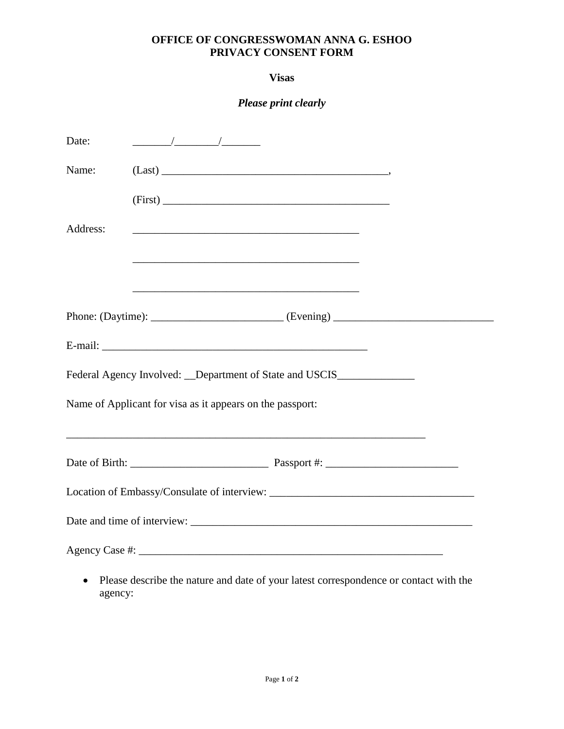**OFFICE OF CONGRESSWOMAN ANNA G. ESHOO**
**PRIVACY CONSENT FORM**

**Visas**

***Please print clearly***

Date: _______/________/_______

Name: (Last) _________________________________________,

(First) _________________________________________

Address: _________________________________________

_________________________________________

_________________________________________

Phone: (Daytime): ________________________ (Evening) ____________________________

E-mail: _________________________________________________

Federal Agency Involved: __Department of State and USCIS______________

Name of Applicant for visa as it appears on the passport:

_________________________________________________________________

Date of Birth: ________________________ Passport #: ________________________

Location of Embassy/Consulate of interview: _____________________________________

Date and time of interview: ____________________________________________________

Agency Case #: _______________________________________________________

- Please describe the nature and date of your latest correspondence or contact with the agency: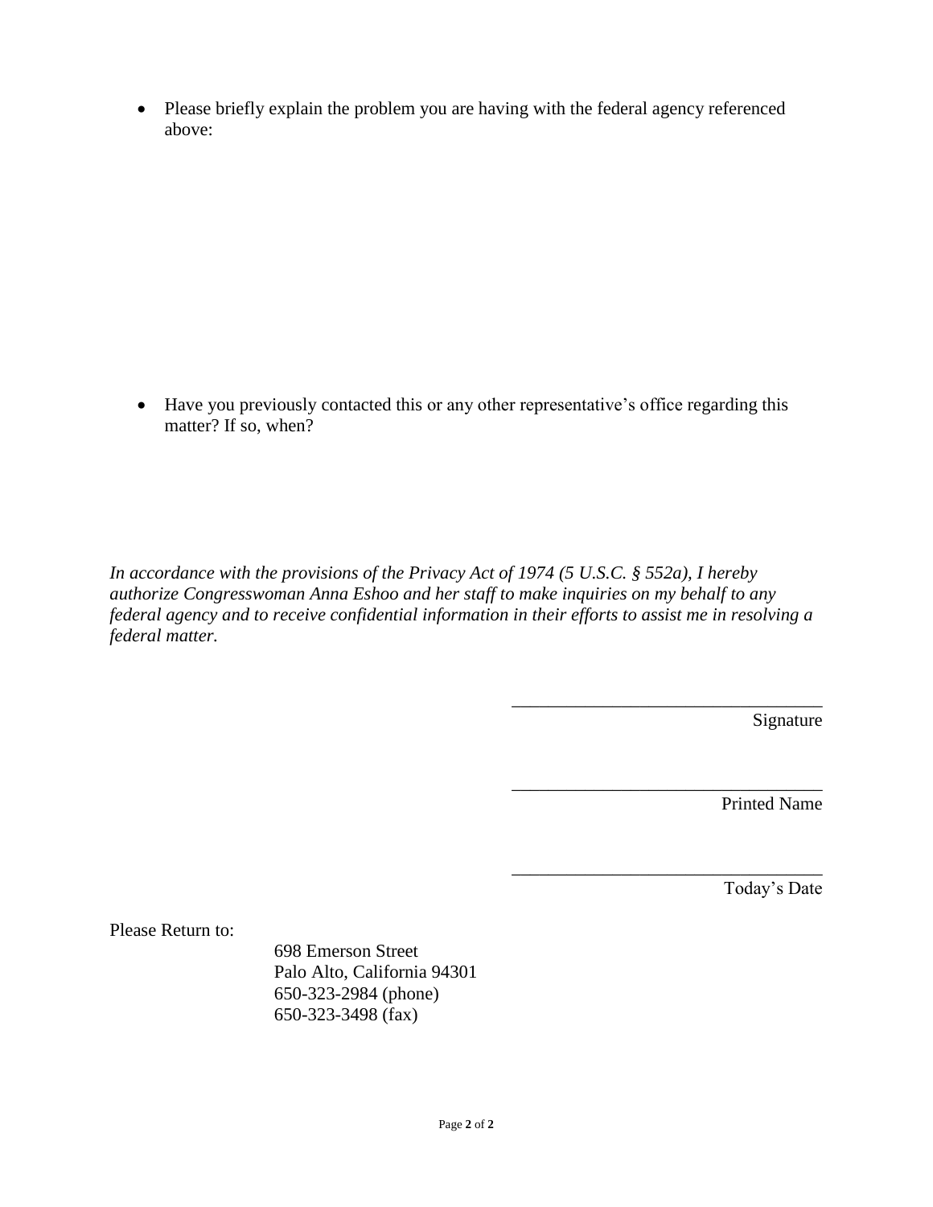- Please briefly explain the problem you are having with the federal agency referenced above:

- Have you previously contacted this or any other representative's office regarding this matter? If so, when?

*In accordance with the provisions of the Privacy Act of 1974 (5 U.S.C. § 552a), I hereby authorize Congresswoman Anna Eshoo and her staff to make inquiries on my behalf to any federal agency and to receive confidential information in their efforts to assist me in resolving a federal matter.*

\_\_\_\_\_\_\_\_\_\_\_\_\_\_\_\_\_\_\_\_\_\_\_\_\_\_\_\_\_\_\_\_\_\_
Signature

\_\_\_\_\_\_\_\_\_\_\_\_\_\_\_\_\_\_\_\_\_\_\_\_\_\_\_\_\_\_\_\_\_\_
Printed Name

\_\_\_\_\_\_\_\_\_\_\_\_\_\_\_\_\_\_\_\_\_\_\_\_\_\_\_\_\_\_\_\_\_\_
Today's Date

Please Return to:

698 Emerson Street
Palo Alto, California 94301
650-323-2984 (phone)
650-323-3498 (fax)